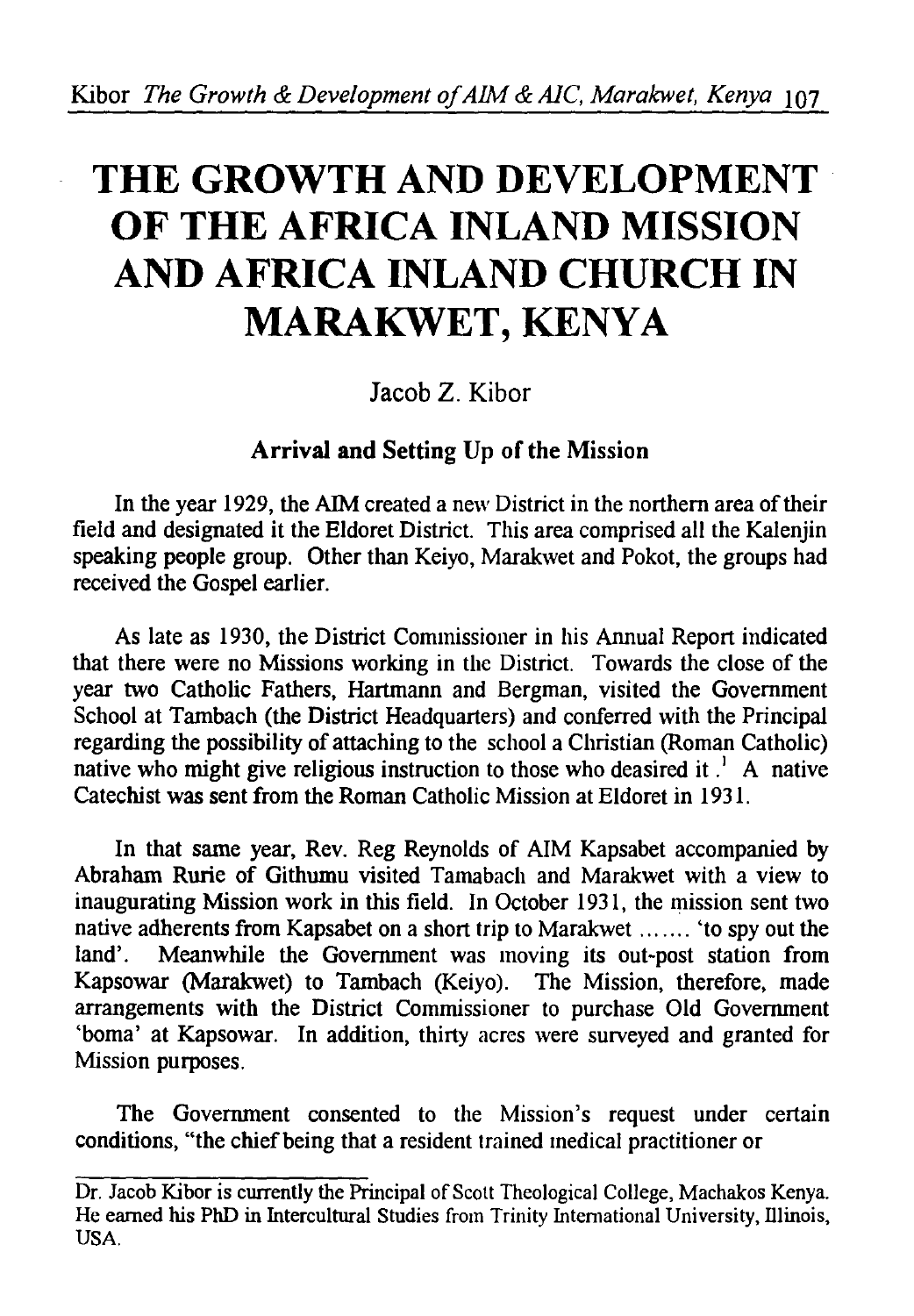# THE GROWTH AND DEVELOPMENT OF THE AFRICA INLAND MISSION AND AFRICA INLAND CHURCH IN MARAKWET, KENYA

Jacob Z. Kibor

### Arrival and Setting Up of the Mission

In the year 1929, the AIM created a new District in the northern area of their field and designated it the Eldoret District. This area comprised all the Kalenjin speaking people group. Other than Keiyo, Marakwet and Pokot, the groups had received the Gospel earlier.

As late as 1930, the District Commissioner in his Annual Report indicated that there were no Missions working in the District. Towards the close of the year two Catholic Fathers, Hartmann and Bergman, visited the Government School at Tambach (the District Headquarters) and conferred with the Principal regarding the possibility of attaching to the school a Christian (Roman Catholic) native who might give religious instruction to those who deasired it.[1] A native Catechist was sent from the Roman Catholic Mission at Eldoret in 1931.

In that same year, Rev. Reg Reynolds of AIM Kapsabet accompanied by Abraham Rurie of Githumu visited Tamabach and Marakwet with a view to inaugurating Mission work in this field. In October 1931, the mission sent two native adherents from Kapsabet on a short trip to Marakwet ....... 'to spy out the land'. Meanwhile the Government was moving its out-post station from Kapsowar (Marakwet) to Tambach (Keiyo). The Mission, therefore, made arrangements with the District Commissioner to purchase Old Government 'boma' at Kapsowar. In addition, thirty acres were surveyed and granted for Mission purposes.

The Government consented to the Mission's request under certain conditions, "the chief being that a resident trained medical practitioner or

---

Dr. Jacob Kibor is currently the Principal of Scott Theological College, Machakos Kenya. He earned his PhD in Intercultural Studies from Trinity International University, Illinois, USA.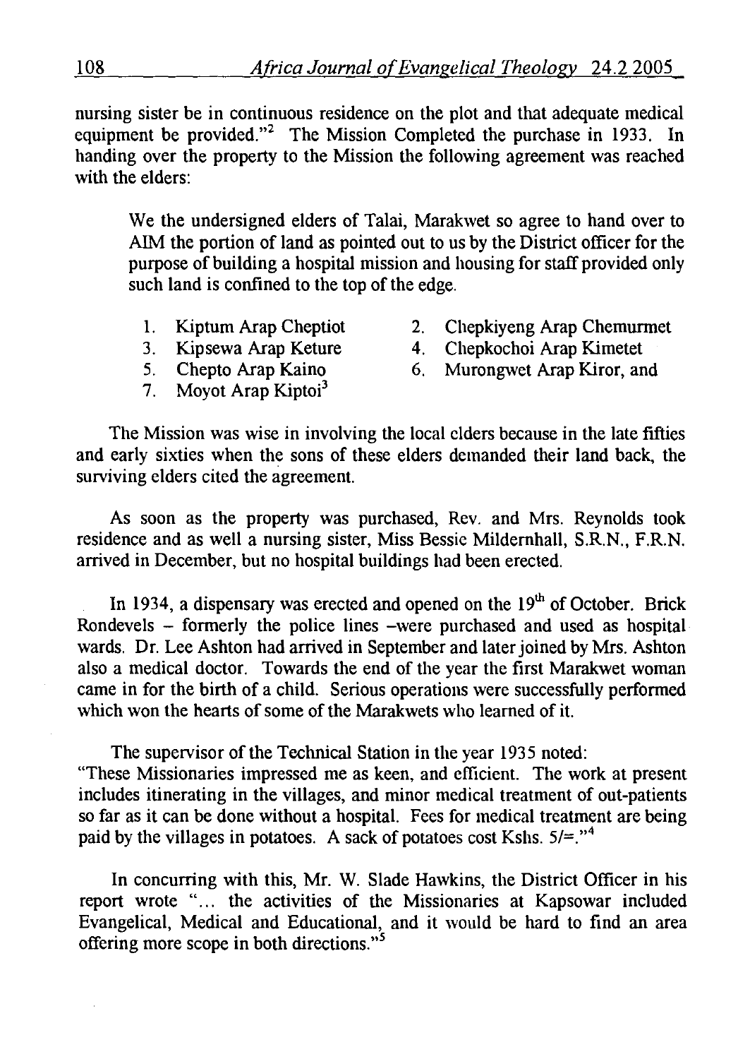nursing sister be in continuous residence on the plot and that adequate medical equipment be provided."[2] The Mission Completed the purchase in 1933. In handing over the property to the Mission the following agreement was reached with the elders:

> We the undersigned elders of Talai, Marakwet so agree to hand over to AIM the portion of land as pointed out to us by the District officer for the purpose of building a hospital mission and housing for staff provided only such land is confined to the top of the edge.
>
> 1. Kiptum Arap Cheptiot
> 2. Chepkiyeng Arap Chemurmet
> 3. Kipsewa Arap Keture
> 4. Chepkochoi Arap Kimetet
> 5. Chepto Arap Kaino
> 6. Murongwet Arap Kiror, and
> 7. Moyot Arap Kiptoi[3]

The Mission was wise in involving the local elders because in the late fifties and early sixties when the sons of these elders demanded their land back, the surviving elders cited the agreement.

As soon as the property was purchased, Rev. and Mrs. Reynolds took residence and as well a nursing sister, Miss Bessie Mildernhall, S.R.N., F.R.N. arrived in December, but no hospital buildings had been erected.

In 1934, a dispensary was erected and opened on the 19th of October. Brick Rondevels – formerly the police lines –were purchased and used as hospital wards. Dr. Lee Ashton had arrived in September and later joined by Mrs. Ashton also a medical doctor. Towards the end of the year the first Marakwet woman came in for the birth of a child. Serious operations were successfully performed which won the hearts of some of the Marakwets who learned of it.

The supervisor of the Technical Station in the year 1935 noted:
"These Missionaries impressed me as keen, and efficient. The work at present includes itinerating in the villages, and minor medical treatment of out-patients so far as it can be done without a hospital. Fees for medical treatment are being paid by the villages in potatoes. A sack of potatoes cost Kshs. 5/=."[4]

In concurring with this, Mr. W. Slade Hawkins, the District Officer in his report wrote "... the activities of the Missionaries at Kapsowar included Evangelical, Medical and Educational, and it would be hard to find an area offering more scope in both directions."[5]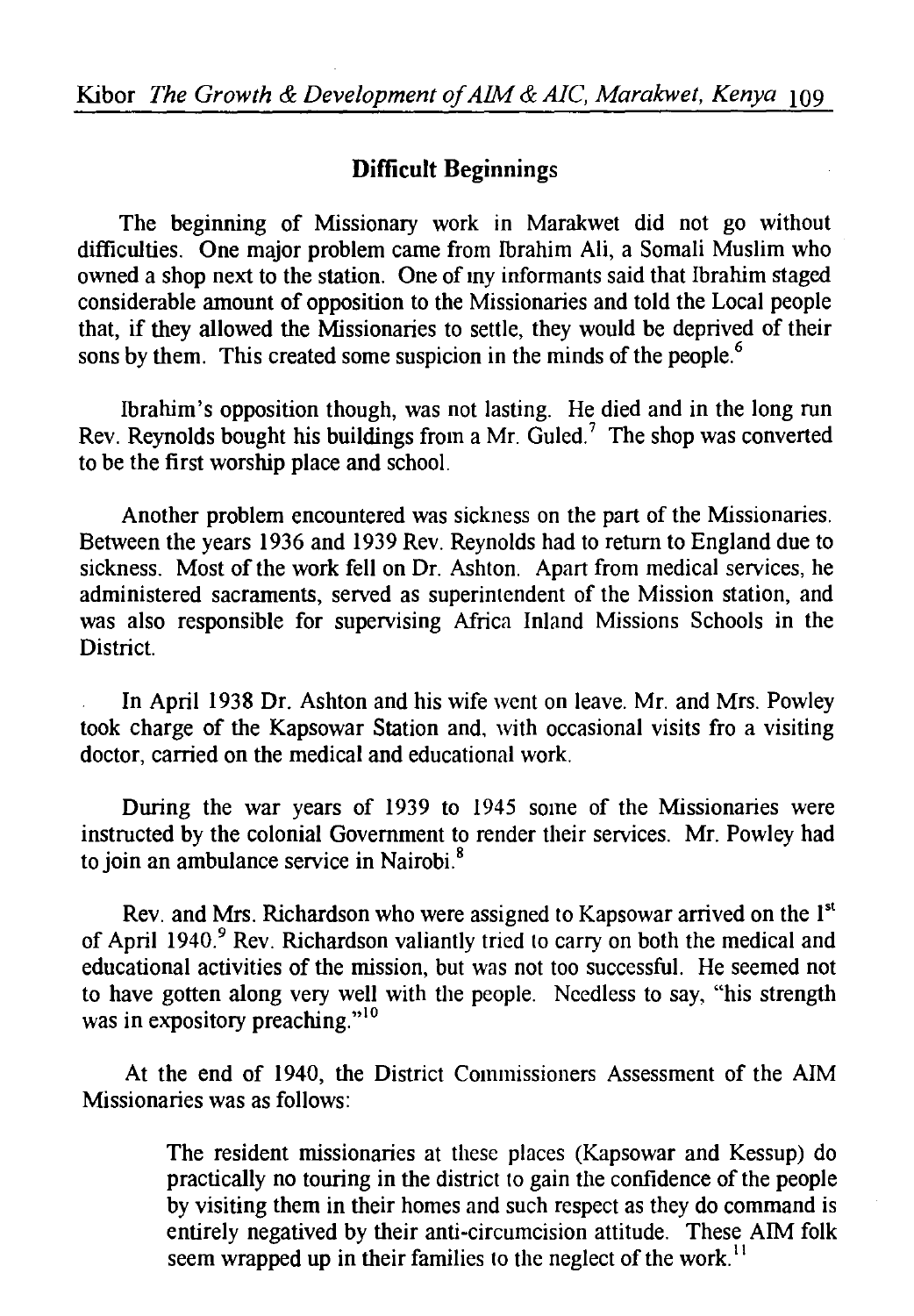## Difficult Beginnings

The beginning of Missionary work in Marakwet did not go without difficulties. One major problem came from Ibrahim Ali, a Somali Muslim who owned a shop next to the station. One of my informants said that Ibrahim staged considerable amount of opposition to the Missionaries and told the Local people that, if they allowed the Missionaries to settle, they would be deprived of their sons by them. This created some suspicion in the minds of the people.[6]

Ibrahim's opposition though, was not lasting. He died and in the long run Rev. Reynolds bought his buildings from a Mr. Guled.[7] The shop was converted to be the first worship place and school.

Another problem encountered was sickness on the part of the Missionaries. Between the years 1936 and 1939 Rev. Reynolds had to return to England due to sickness. Most of the work fell on Dr. Ashton. Apart from medical services, he administered sacraments, served as superintendent of the Mission station, and was also responsible for supervising Africa Inland Missions Schools in the District.

In April 1938 Dr. Ashton and his wife went on leave. Mr. and Mrs. Powley took charge of the Kapsowar Station and, with occasional visits fro a visiting doctor, carried on the medical and educational work.

During the war years of 1939 to 1945 some of the Missionaries were instructed by the colonial Government to render their services. Mr. Powley had to join an ambulance service in Nairobi.[8]

Rev. and Mrs. Richardson who were assigned to Kapsowar arrived on the 1st of April 1940.[9] Rev. Richardson valiantly tried to carry on both the medical and educational activities of the mission, but was not too successful. He seemed not to have gotten along very well with the people. Needless to say, "his strength was in expository preaching."[10]

At the end of 1940, the District Commissioners Assessment of the AIM Missionaries was as follows:

> The resident missionaries at these places (Kapsowar and Kessup) do practically no touring in the district to gain the confidence of the people by visiting them in their homes and such respect as they do command is entirely negatived by their anti-circumcision attitude. These AIM folk seem wrapped up in their families to the neglect of the work.[11]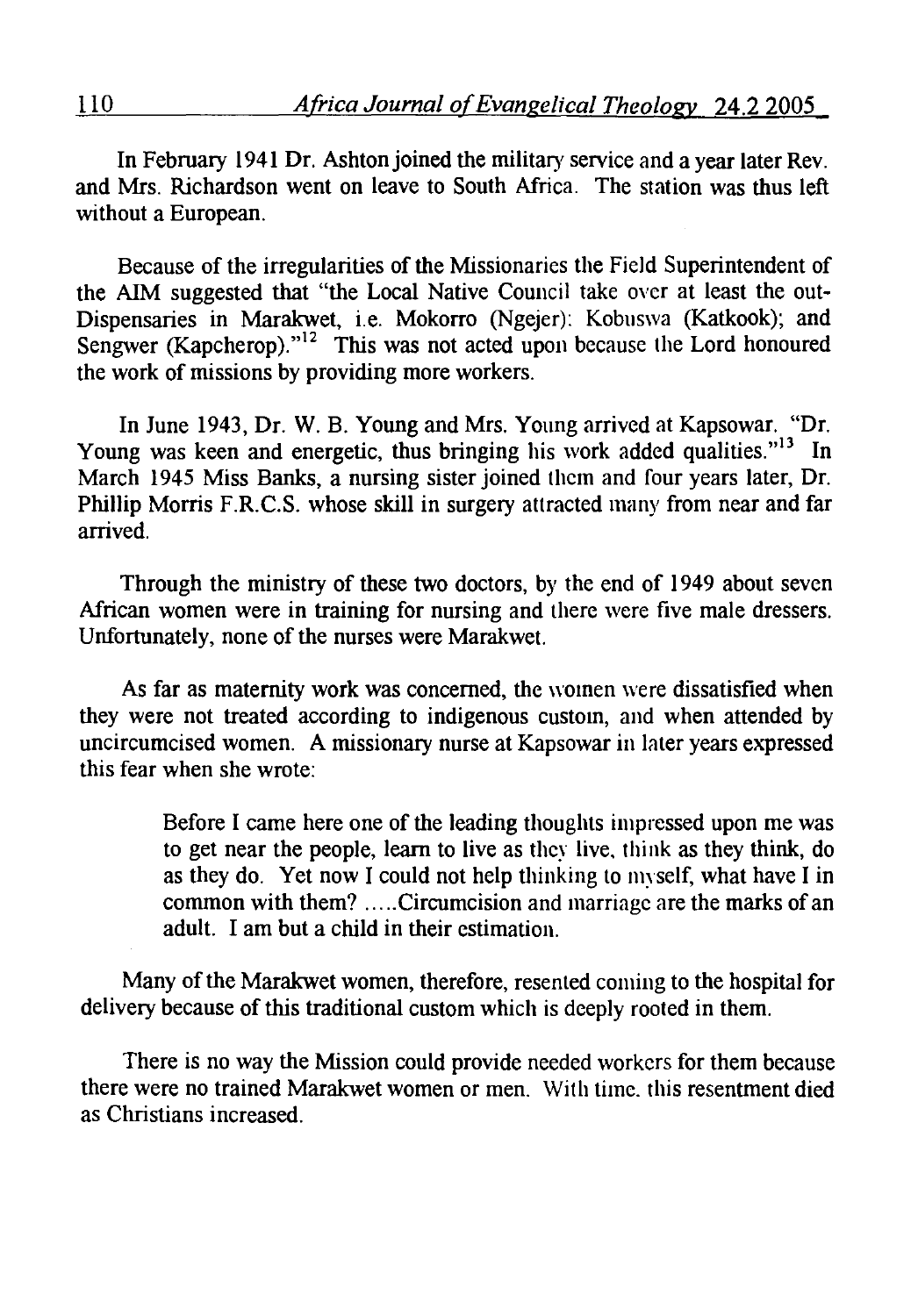In February 1941 Dr. Ashton joined the military service and a year later Rev. and Mrs. Richardson went on leave to South Africa. The station was thus left without a European.

Because of the irregularities of the Missionaries the Field Superintendent of the AIM suggested that "the Local Native Council take over at least the out-Dispensaries in Marakwet, i.e. Mokorro (Ngejer): Kobuswa (Katkook); and Sengwer (Kapcherop)."[12] This was not acted upon because the Lord honoured the work of missions by providing more workers.

In June 1943, Dr. W. B. Young and Mrs. Young arrived at Kapsowar. "Dr. Young was keen and energetic, thus bringing his work added qualities."[13] In March 1945 Miss Banks, a nursing sister joined them and four years later, Dr. Phillip Morris F.R.C.S. whose skill in surgery attracted many from near and far arrived.

Through the ministry of these two doctors, by the end of 1949 about seven African women were in training for nursing and there were five male dressers. Unfortunately, none of the nurses were Marakwet.

As far as maternity work was concerned, the women were dissatisfied when they were not treated according to indigenous custom, and when attended by uncircumcised women. A missionary nurse at Kapsowar in later years expressed this fear when she wrote:

> Before I came here one of the leading thoughts impressed upon me was to get near the people, learn to live as they live, think as they think, do as they do. Yet now I could not help thinking to myself, what have I in common with them? .....Circumcision and marriage are the marks of an adult. I am but a child in their estimation.

Many of the Marakwet women, therefore, resented coming to the hospital for delivery because of this traditional custom which is deeply rooted in them.

There is no way the Mission could provide needed workers for them because there were no trained Marakwet women or men. With time. this resentment died as Christians increased.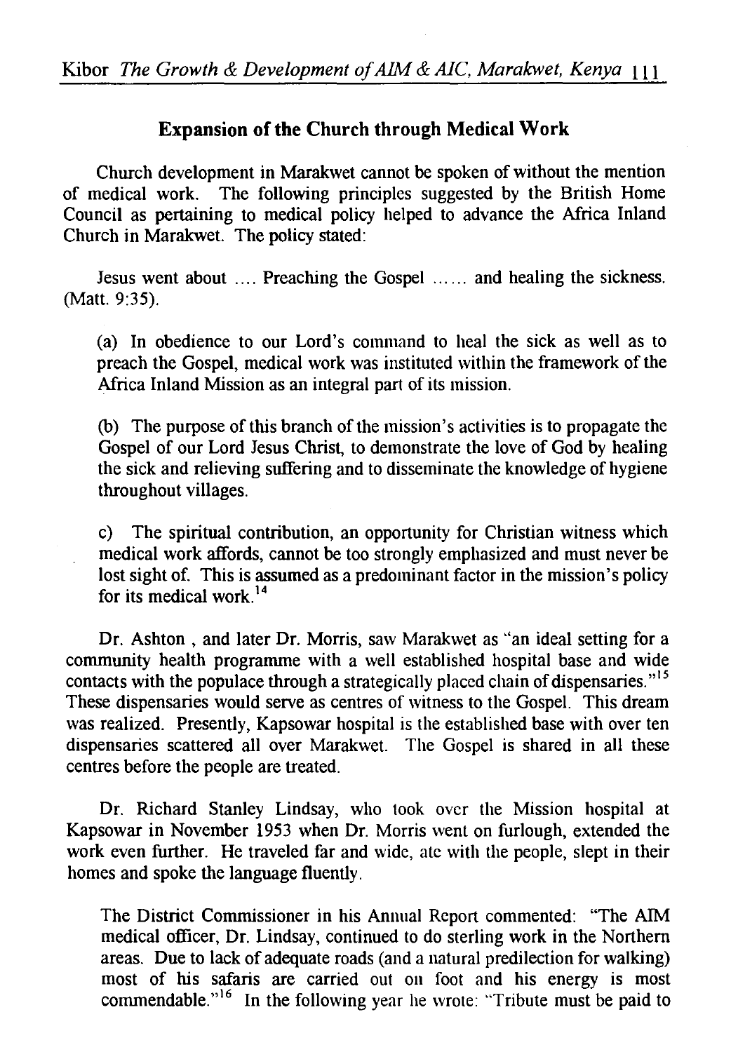## Expansion of the Church through Medical Work

Church development in Marakwet cannot be spoken of without the mention of medical work. The following principles suggested by the British Home Council as pertaining to medical policy helped to advance the Africa Inland Church in Marakwet. The policy stated:

> Jesus went about .... Preaching the Gospel ...... and healing the sickness. (Matt. 9:35).
>
> (a) In obedience to our Lord's command to heal the sick as well as to preach the Gospel, medical work was instituted within the framework of the Africa Inland Mission as an integral part of its mission.
>
> (b) The purpose of this branch of the mission's activities is to propagate the Gospel of our Lord Jesus Christ, to demonstrate the love of God by healing the sick and relieving suffering and to disseminate the knowledge of hygiene throughout villages.
>
> c) The spiritual contribution, an opportunity for Christian witness which medical work affords, cannot be too strongly emphasized and must never be lost sight of. This is assumed as a predominant factor in the mission's policy for its medical work.[14]

Dr. Ashton , and later Dr. Morris, saw Marakwet as "an ideal setting for a community health programme with a well established hospital base and wide contacts with the populace through a strategically placed chain of dispensaries."[15] These dispensaries would serve as centres of witness to the Gospel. This dream was realized. Presently, Kapsowar hospital is the established base with over ten dispensaries scattered all over Marakwet. The Gospel is shared in all these centres before the people are treated.

Dr. Richard Stanley Lindsay, who took over the Mission hospital at Kapsowar in November 1953 when Dr. Morris went on furlough, extended the work even further. He traveled far and wide, ate with the people, slept in their homes and spoke the language fluently.

> The District Commissioner in his Annual Report commented: "The AIM medical officer, Dr. Lindsay, continued to do sterling work in the Northern areas. Due to lack of adequate roads (and a natural predilection for walking) most of his safaris are carried out on foot and his energy is most commendable."[16] In the following year he wrote: "Tribute must be paid to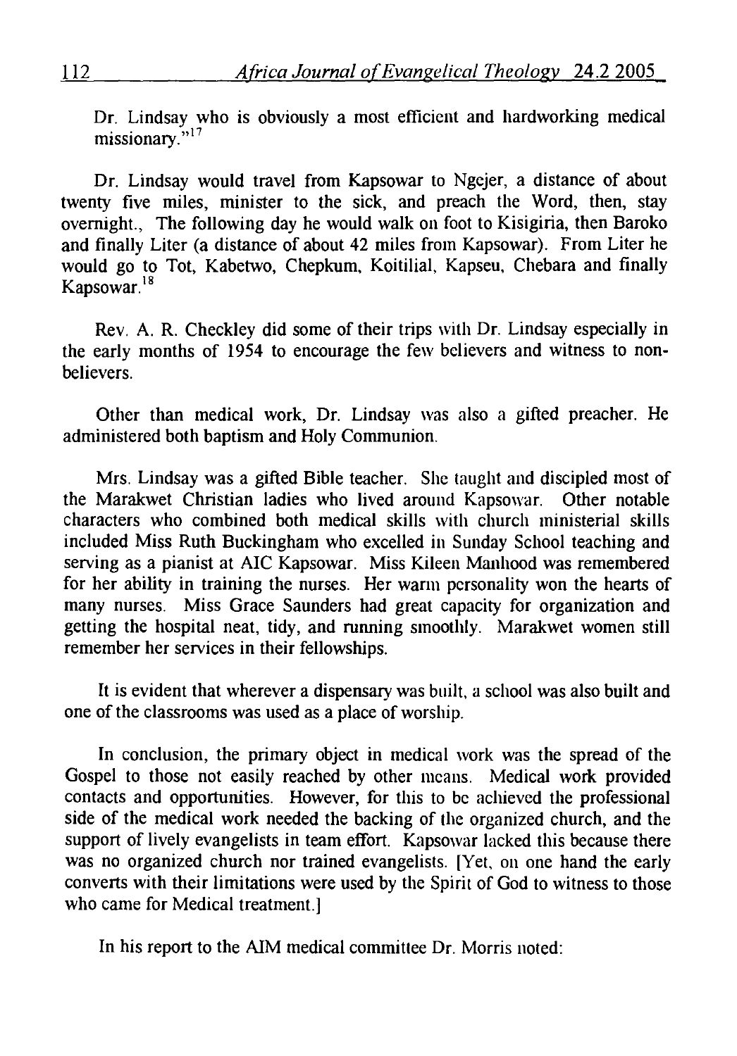Dr. Lindsay who is obviously a most efficient and hardworking medical missionary."[17]

Dr. Lindsay would travel from Kapsowar to Ngejer, a distance of about twenty five miles, minister to the sick, and preach the Word, then, stay overnight., The following day he would walk on foot to Kisigiria, then Baroko and finally Liter (a distance of about 42 miles from Kapsowar). From Liter he would go to Tot, Kabetwo, Chepkum, Koitilial, Kapseu, Chebara and finally Kapsowar.[18]

Rev. A. R. Checkley did some of their trips with Dr. Lindsay especially in the early months of 1954 to encourage the few believers and witness to non-believers.

Other than medical work, Dr. Lindsay was also a gifted preacher. He administered both baptism and Holy Communion.

Mrs. Lindsay was a gifted Bible teacher. She taught and discipled most of the Marakwet Christian ladies who lived around Kapsowar. Other notable characters who combined both medical skills with church ministerial skills included Miss Ruth Buckingham who excelled in Sunday School teaching and serving as a pianist at AIC Kapsowar. Miss Kileen Manhood was remembered for her ability in training the nurses. Her warm personality won the hearts of many nurses. Miss Grace Saunders had great capacity for organization and getting the hospital neat, tidy, and running smoothly. Marakwet women still remember her services in their fellowships.

It is evident that wherever a dispensary was built, a school was also built and one of the classrooms was used as a place of worship.

In conclusion, the primary object in medical work was the spread of the Gospel to those not easily reached by other means. Medical work provided contacts and opportunities. However, for this to be achieved the professional side of the medical work needed the backing of the organized church, and the support of lively evangelists in team effort. Kapsowar lacked this because there was no organized church nor trained evangelists. [Yet, on one hand the early converts with their limitations were used by the Spirit of God to witness to those who came for Medical treatment.]

In his report to the AIM medical committee Dr. Morris noted: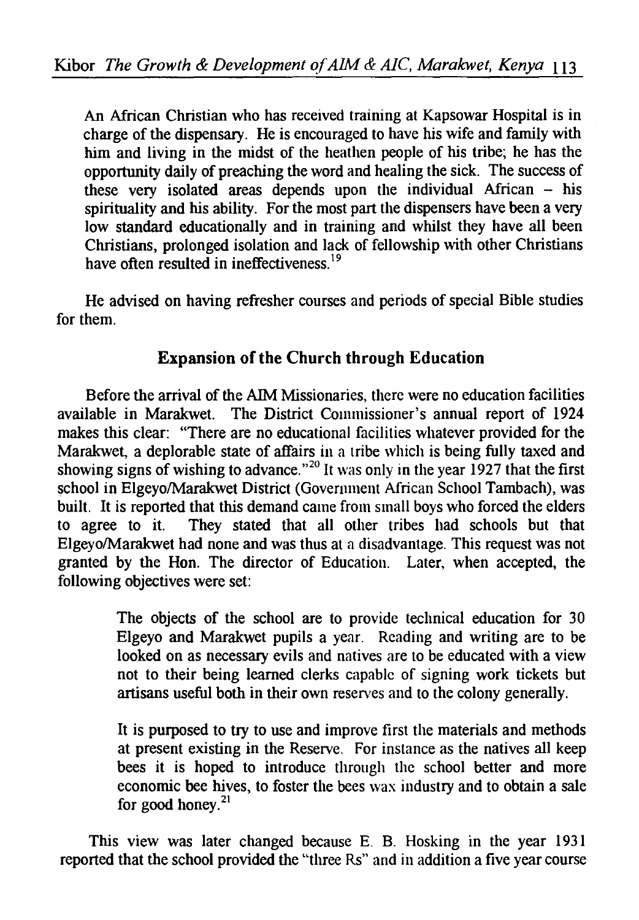> An African Christian who has received training at Kapsowar Hospital is in charge of the dispensary. He is encouraged to have his wife and family with him and living in the midst of the heathen people of his tribe; he has the opportunity daily of preaching the word and healing the sick. The success of these very isolated areas depends upon the individual African – his spirituality and his ability. For the most part the dispensers have been a very low standard educationally and in training and whilst they have all been Christians, prolonged isolation and lack of fellowship with other Christians have often resulted in ineffectiveness.[19]

He advised on having refresher courses and periods of special Bible studies for them.

## Expansion of the Church through Education

Before the arrival of the AIM Missionaries, there were no education facilities available in Marakwet. The District Commissioner's annual report of 1924 makes this clear: "There are no educational facilities whatever provided for the Marakwet, a deplorable state of affairs in a tribe which is being fully taxed and showing signs of wishing to advance."[20] It was only in the year 1927 that the first school in Elgeyo/Marakwet District (Government African School Tambach), was built. It is reported that this demand came from small boys who forced the elders to agree to it. They stated that all other tribes had schools but that Elgeyo/Marakwet had none and was thus at a disadvantage. This request was not granted by the Hon. The director of Education. Later, when accepted, the following objectives were set:

> The objects of the school are to provide technical education for 30 Elgeyo and Marakwet pupils a year. Reading and writing are to be looked on as necessary evils and natives are to be educated with a view not to their being learned clerks capable of signing work tickets but artisans useful both in their own reserves and to the colony generally.
>
> It is purposed to try to use and improve first the materials and methods at present existing in the Reserve. For instance as the natives all keep bees it is hoped to introduce through the school better and more economic bee hives, to foster the bees wax industry and to obtain a sale for good honey.[21]

This view was later changed because E. B. Hosking in the year 1931 reported that the school provided the "three Rs" and in addition a five year course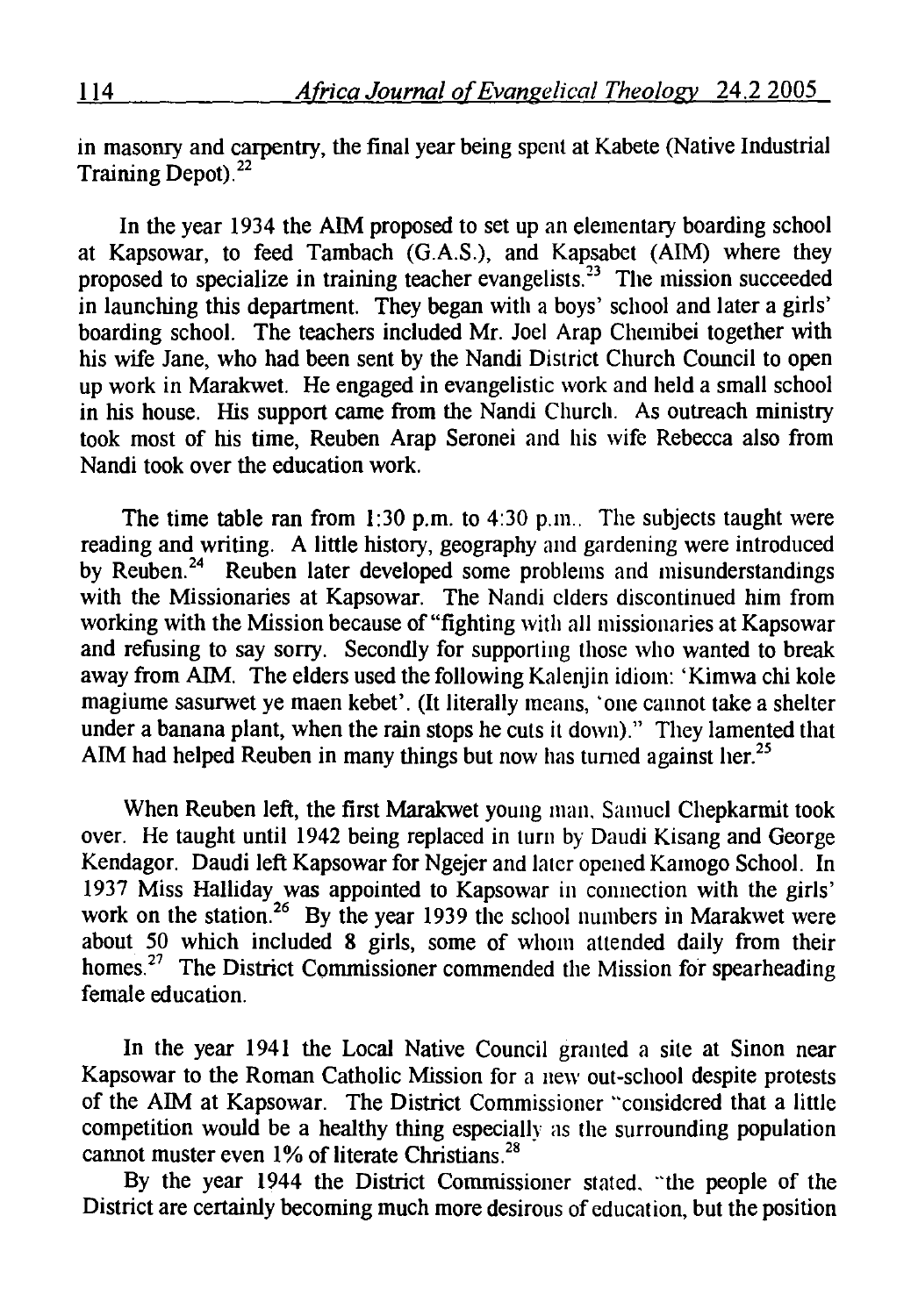in masonry and carpentry, the final year being spent at Kabete (Native Industrial Training Depot).[22]

In the year 1934 the AIM proposed to set up an elementary boarding school at Kapsowar, to feed Tambach (G.A.S.), and Kapsabet (AIM) where they proposed to specialize in training teacher evangelists.[23] The mission succeeded in launching this department. They began with a boys' school and later a girls' boarding school. The teachers included Mr. Joel Arap Chemibei together with his wife Jane, who had been sent by the Nandi District Church Council to open up work in Marakwet. He engaged in evangelistic work and held a small school in his house. His support came from the Nandi Church. As outreach ministry took most of his time, Reuben Arap Seronei and his wife Rebecca also from Nandi took over the education work.

The time table ran from 1:30 p.m. to 4:30 p.m.. The subjects taught were reading and writing. A little history, geography and gardening were introduced by Reuben.[24] Reuben later developed some problems and misunderstandings with the Missionaries at Kapsowar. The Nandi elders discontinued him from working with the Mission because of "fighting with all missionaries at Kapsowar and refusing to say sorry. Secondly for supporting those who wanted to break away from AIM. The elders used the following Kalenjin idiom: 'Kimwa chi kole magiume sasurwet ye maen kebet'. (It literally means, 'one cannot take a shelter under a banana plant, when the rain stops he cuts it down)." They lamented that AIM had helped Reuben in many things but now has turned against her.[25]

When Reuben left, the first Marakwet young man, Samuel Chepkarmit took over. He taught until 1942 being replaced in turn by Daudi Kisang and George Kendagor. Daudi left Kapsowar for Ngejer and later opened Kamogo School. In 1937 Miss Halliday was appointed to Kapsowar in connection with the girls' work on the station.[26] By the year 1939 the school numbers in Marakwet were about 50 which included 8 girls, some of whom attended daily from their homes.[27] The District Commissioner commended the Mission for spearheading female education.

In the year 1941 the Local Native Council granted a site at Sinon near Kapsowar to the Roman Catholic Mission for a new out-school despite protests of the AIM at Kapsowar. The District Commissioner "considered that a little competition would be a healthy thing especially as the surrounding population cannot muster even 1% of literate Christians.[28]

By the year 1944 the District Commissioner stated, "the people of the District are certainly becoming much more desirous of education, but the position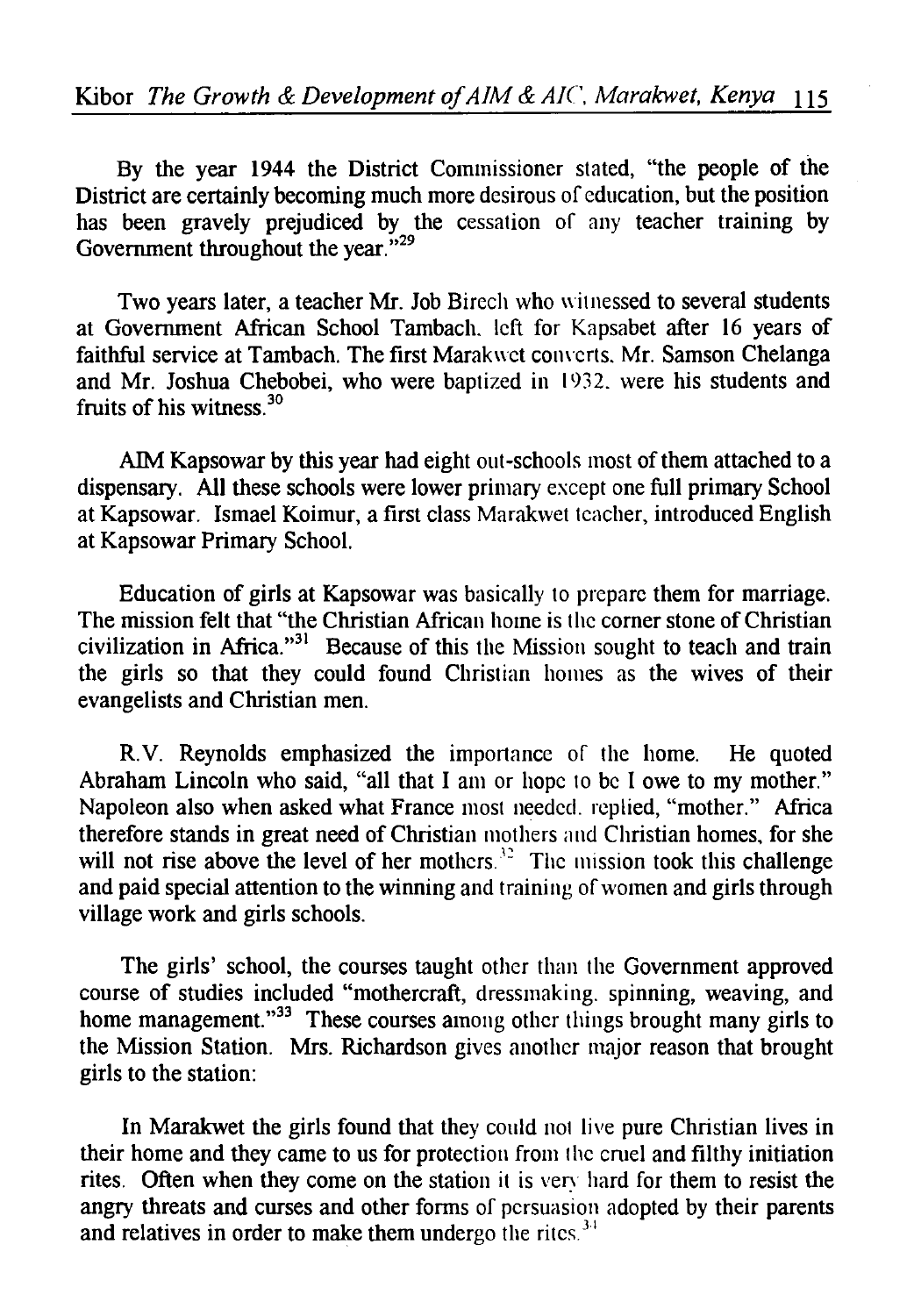By the year 1944 the District Commissioner stated, "the people of the District are certainly becoming much more desirous of education, but the position has been gravely prejudiced by the cessation of any teacher training by Government throughout the year."[29]

Two years later, a teacher Mr. Job Birech who witnessed to several students at Government African School Tambach, left for Kapsabet after 16 years of faithful service at Tambach. The first Marakwet converts, Mr. Samson Chelanga and Mr. Joshua Chebobei, who were baptized in 1932, were his students and fruits of his witness.[30]

AIM Kapsowar by this year had eight out-schools most of them attached to a dispensary. All these schools were lower primary except one full primary School at Kapsowar. Ismael Koimur, a first class Marakwet teacher, introduced English at Kapsowar Primary School.

Education of girls at Kapsowar was basically to prepare them for marriage. The mission felt that "the Christian African home is the corner stone of Christian civilization in Africa."[31] Because of this the Mission sought to teach and train the girls so that they could found Christian homes as the wives of their evangelists and Christian men.

R.V. Reynolds emphasized the importance of the home. He quoted Abraham Lincoln who said, "all that I am or hope to be I owe to my mother." Napoleon also when asked what France most needed, replied, "mother." Africa therefore stands in great need of Christian mothers and Christian homes, for she will not rise above the level of her mothers.[32] The mission took this challenge and paid special attention to the winning and training of women and girls through village work and girls schools.

The girls' school, the courses taught other than the Government approved course of studies included "mothercraft, dressmaking, spinning, weaving, and home management."[33] These courses among other things brought many girls to the Mission Station. Mrs. Richardson gives another major reason that brought girls to the station:

> In Marakwet the girls found that they could not live pure Christian lives in their home and they came to us for protection from the cruel and filthy initiation rites. Often when they come on the station it is very hard for them to resist the angry threats and curses and other forms of persuasion adopted by their parents and relatives in order to make them undergo the rites.[34]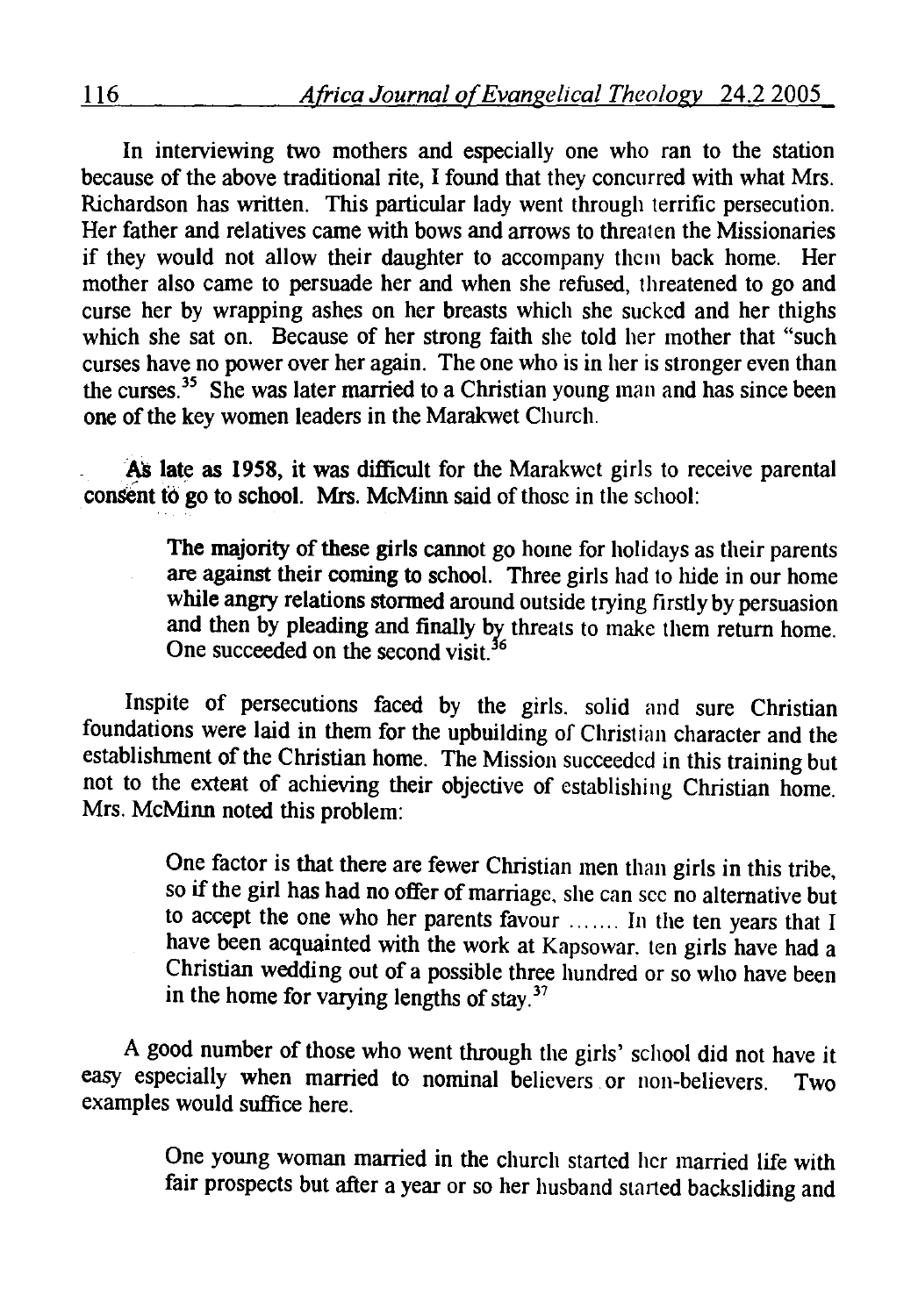In interviewing two mothers and especially one who ran to the station because of the above traditional rite, I found that they concurred with what Mrs. Richardson has written. This particular lady went through terrific persecution. Her father and relatives came with bows and arrows to threaten the Missionaries if they would not allow their daughter to accompany them back home. Her mother also came to persuade her and when she refused, threatened to go and curse her by wrapping ashes on her breasts which she sucked and her thighs which she sat on. Because of her strong faith she told her mother that "such curses have no power over her again. The one who is in her is stronger even than the curses.[35] She was later married to a Christian young man and has since been one of the key women leaders in the Marakwet Church.

As late as 1958, it was difficult for the Marakwet girls to receive parental consent to go to school. Mrs. McMinn said of those in the school:

> The majority of these girls cannot go home for holidays as their parents are against their coming to school. Three girls had to hide in our home while angry relations stormed around outside trying firstly by persuasion and then by pleading and finally by threats to make them return home. One succeeded on the second visit.[36]

Inspite of persecutions faced by the girls. solid and sure Christian foundations were laid in them for the upbuilding of Christian character and the establishment of the Christian home. The Mission succeeded in this training but not to the extent of achieving their objective of establishing Christian home. Mrs. McMinn noted this problem:

> One factor is that there are fewer Christian men than girls in this tribe, so if the girl has had no offer of marriage, she can see no alternative but to accept the one who her parents favour ....... In the ten years that I have been acquainted with the work at Kapsowar. ten girls have had a Christian wedding out of a possible three hundred or so who have been in the home for varying lengths of stay.[37]

A good number of those who went through the girls' school did not have it easy especially when married to nominal believers or non-believers. Two examples would suffice here.

> One young woman married in the church started her married life with fair prospects but after a year or so her husband started backsliding and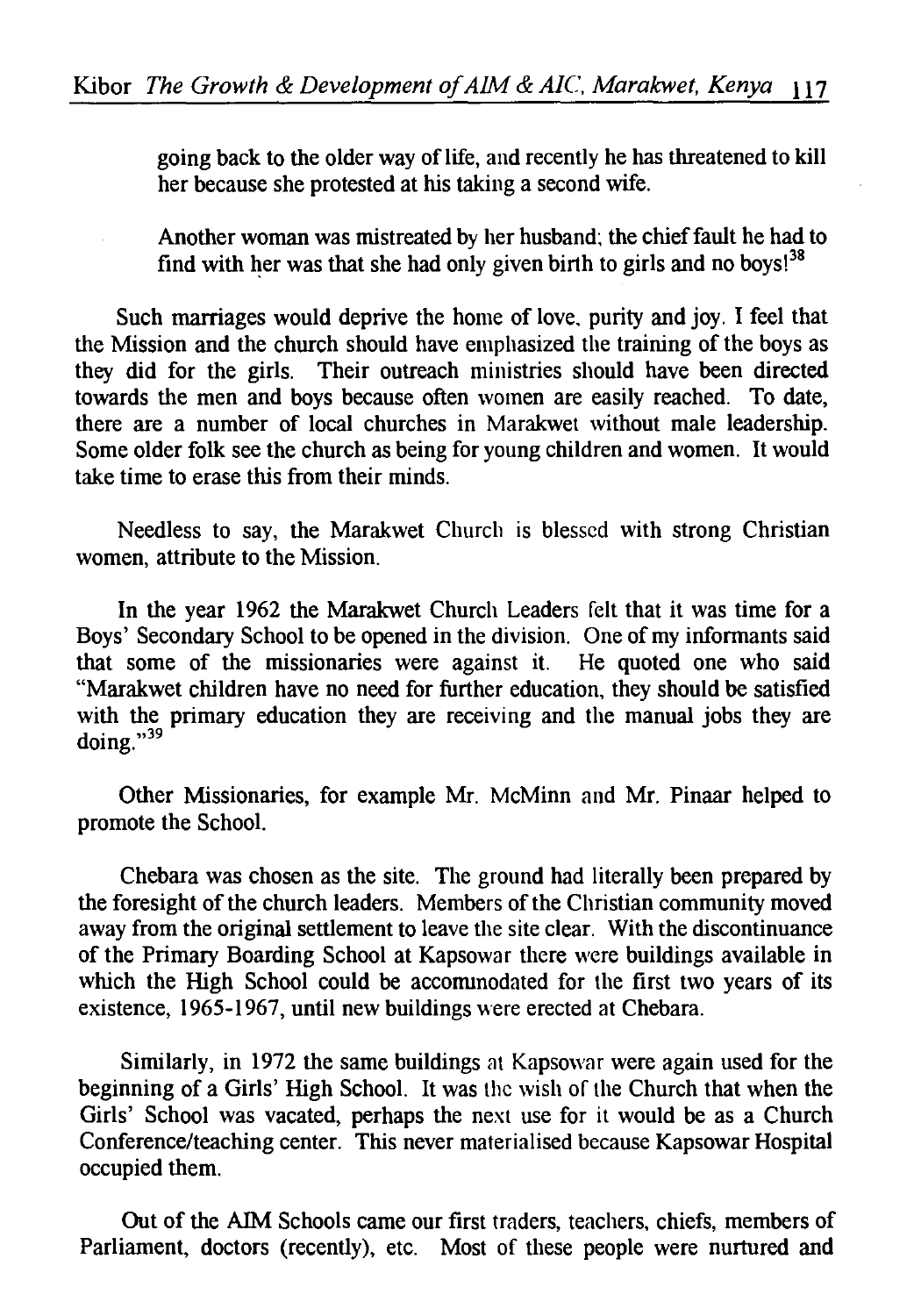going back to the older way of life, and recently he has threatened to kill her because she protested at his taking a second wife.

Another woman was mistreated by her husband; the chief fault he had to find with her was that she had only given birth to girls and no boys![38]

Such marriages would deprive the home of love, purity and joy. I feel that the Mission and the church should have emphasized the training of the boys as they did for the girls. Their outreach ministries should have been directed towards the men and boys because often women are easily reached. To date, there are a number of local churches in Marakwet without male leadership. Some older folk see the church as being for young children and women. It would take time to erase this from their minds.

Needless to say, the Marakwet Church is blessed with strong Christian women, attribute to the Mission.

In the year 1962 the Marakwet Church Leaders felt that it was time for a Boys' Secondary School to be opened in the division. One of my informants said that some of the missionaries were against it. He quoted one who said "Marakwet children have no need for further education, they should be satisfied with the primary education they are receiving and the manual jobs they are doing."[39]

Other Missionaries, for example Mr. McMinn and Mr. Pinaar helped to promote the School.

Chebara was chosen as the site. The ground had literally been prepared by the foresight of the church leaders. Members of the Christian community moved away from the original settlement to leave the site clear. With the discontinuance of the Primary Boarding School at Kapsowar there were buildings available in which the High School could be accommodated for the first two years of its existence, 1965-1967, until new buildings were erected at Chebara.

Similarly, in 1972 the same buildings at Kapsowar were again used for the beginning of a Girls' High School. It was the wish of the Church that when the Girls' School was vacated, perhaps the next use for it would be as a Church Conference/teaching center. This never materialised because Kapsowar Hospital occupied them.

Out of the AIM Schools came our first traders, teachers, chiefs, members of Parliament, doctors (recently), etc. Most of these people were nurtured and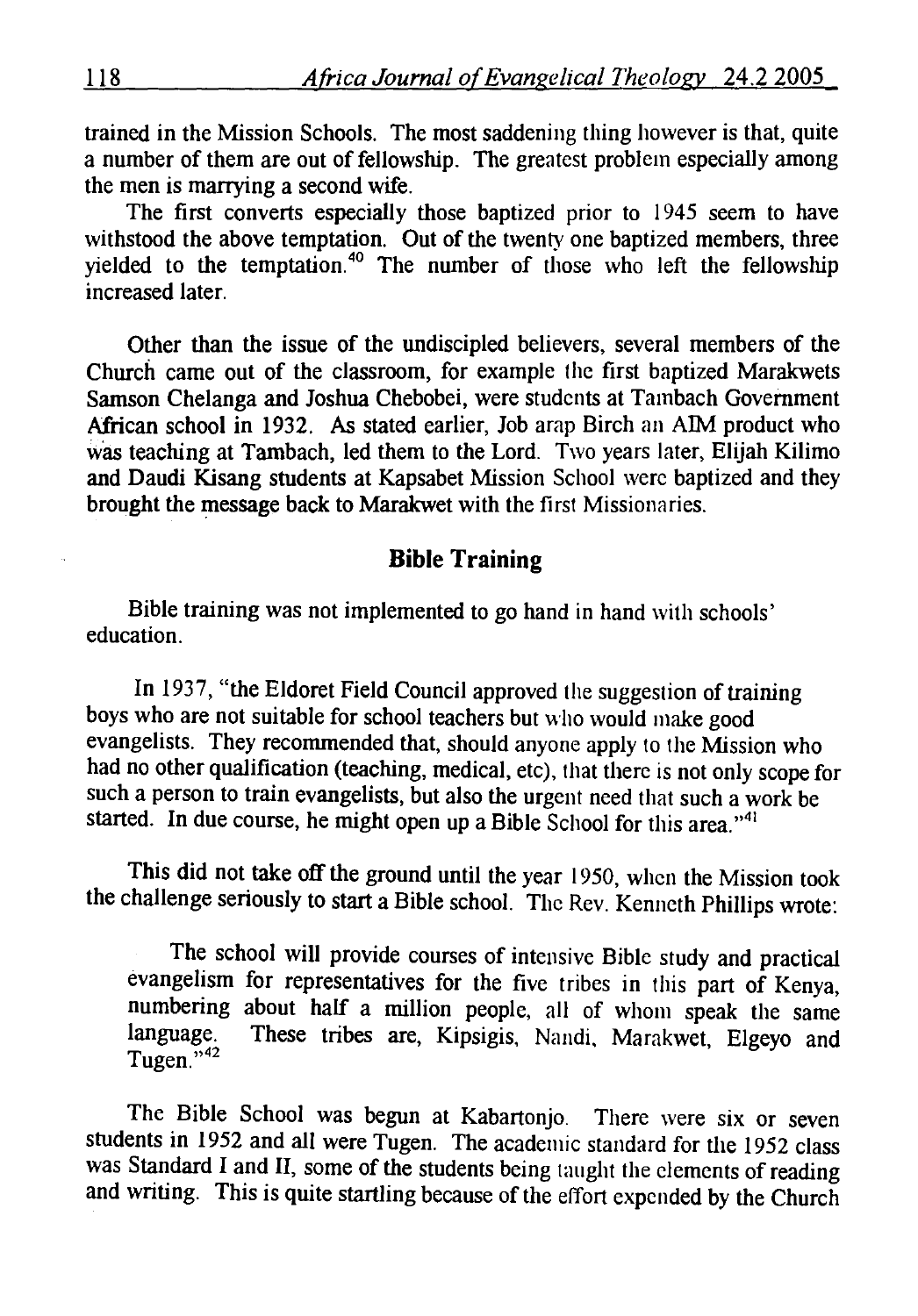trained in the Mission Schools. The most saddening thing however is that, quite a number of them are out of fellowship. The greatest problem especially among the men is marrying a second wife.

The first converts especially those baptized prior to 1945 seem to have withstood the above temptation. Out of the twenty one baptized members, three yielded to the temptation.[40] The number of those who left the fellowship increased later.

Other than the issue of the undiscipled believers, several members of the Church came out of the classroom, for example the first baptized Marakwets Samson Chelanga and Joshua Chebobei, were students at Tambach Government African school in 1932. As stated earlier, Job arap Birch an AIM product who was teaching at Tambach, led them to the Lord. Two years later, Elijah Kilimo and Daudi Kisang students at Kapsabet Mission School were baptized and they brought the message back to Marakwet with the first Missionaries.

## Bible Training

Bible training was not implemented to go hand in hand with schools' education.

In 1937, "the Eldoret Field Council approved the suggestion of training boys who are not suitable for school teachers but who would make good evangelists. They recommended that, should anyone apply to the Mission who had no other qualification (teaching, medical, etc), that there is not only scope for such a person to train evangelists, but also the urgent need that such a work be started. In due course, he might open up a Bible School for this area."[41]

This did not take off the ground until the year 1950, when the Mission took the challenge seriously to start a Bible school. The Rev. Kenneth Phillips wrote:

> The school will provide courses of intensive Bible study and practical evangelism for representatives for the five tribes in this part of Kenya, numbering about half a million people, all of whom speak the same language. These tribes are, Kipsigis, Nandi, Marakwet, Elgeyo and Tugen."[42]

The Bible School was begun at Kabartonjo. There were six or seven students in 1952 and all were Tugen. The academic standard for the 1952 class was Standard I and II, some of the students being taught the elements of reading and writing. This is quite startling because of the effort expended by the Church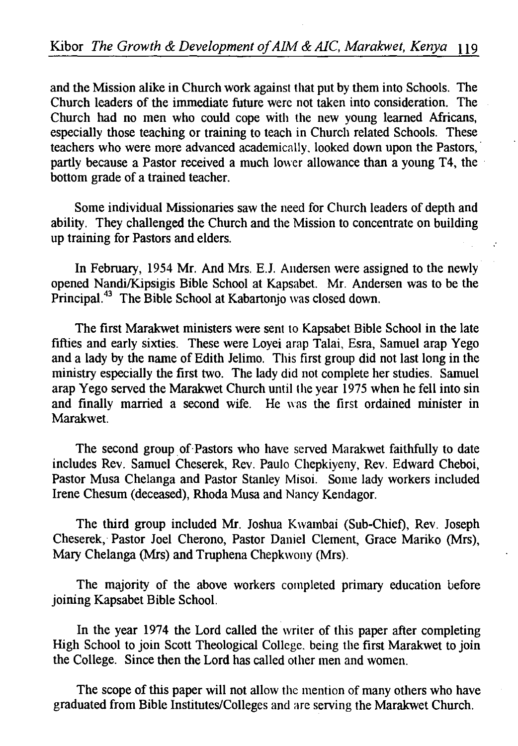and the Mission alike in Church work against that put by them into Schools. The Church leaders of the immediate future were not taken into consideration. The Church had no men who could cope with the new young learned Africans, especially those teaching or training to teach in Church related Schools. These teachers who were more advanced academically, looked down upon the Pastors, partly because a Pastor received a much lower allowance than a young T4, the bottom grade of a trained teacher.

Some individual Missionaries saw the need for Church leaders of depth and ability. They challenged the Church and the Mission to concentrate on building up training for Pastors and elders.

In February, 1954 Mr. And Mrs. E.J. Andersen were assigned to the newly opened Nandi/Kipsigis Bible School at Kapsabet. Mr. Andersen was to be the Principal.[43] The Bible School at Kabartonjo was closed down.

The first Marakwet ministers were sent to Kapsabet Bible School in the late fifties and early sixties. These were Loyei arap Talai, Esra, Samuel arap Yego and a lady by the name of Edith Jelimo. This first group did not last long in the ministry especially the first two. The lady did not complete her studies. Samuel arap Yego served the Marakwet Church until the year 1975 when he fell into sin and finally married a second wife. He was the first ordained minister in Marakwet.

The second group of Pastors who have served Marakwet faithfully to date includes Rev. Samuel Cheserek, Rev. Paulo Chepkiyeny, Rev. Edward Cheboi, Pastor Musa Chelanga and Pastor Stanley Misoi. Some lady workers included Irene Chesum (deceased), Rhoda Musa and Nancy Kendagor.

The third group included Mr. Joshua Kwambai (Sub-Chief), Rev. Joseph Cheserek, Pastor Joel Cherono, Pastor Daniel Clement, Grace Mariko (Mrs), Mary Chelanga (Mrs) and Truphena Chepkwony (Mrs).

The majority of the above workers completed primary education before joining Kapsabet Bible School.

In the year 1974 the Lord called the writer of this paper after completing High School to join Scott Theological College, being the first Marakwet to join the College. Since then the Lord has called other men and women.

The scope of this paper will not allow the mention of many others who have graduated from Bible Institutes/Colleges and are serving the Marakwet Church.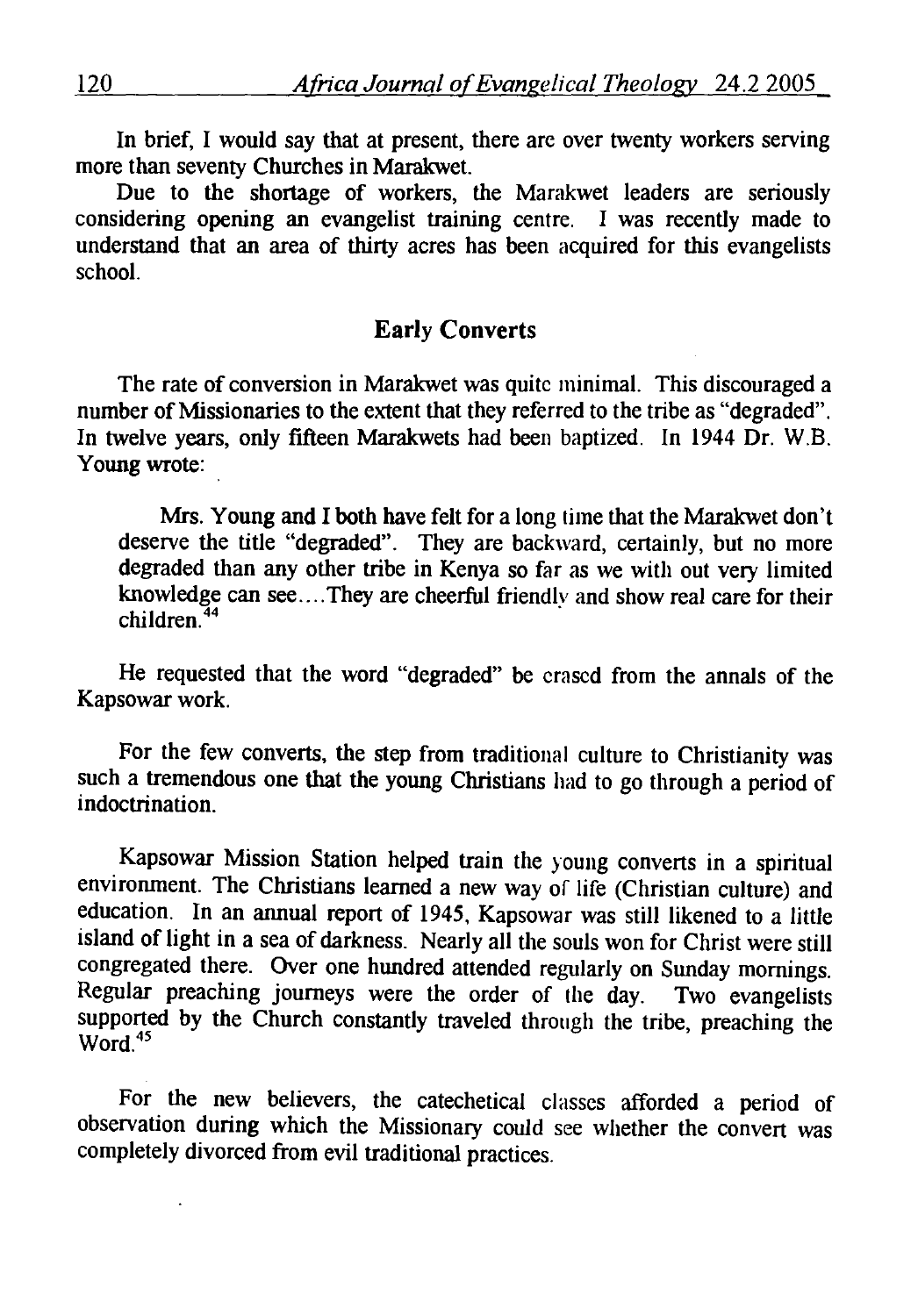In brief, I would say that at present, there are over twenty workers serving more than seventy Churches in Marakwet.

Due to the shortage of workers, the Marakwet leaders are seriously considering opening an evangelist training centre. I was recently made to understand that an area of thirty acres has been acquired for this evangelists school.

## Early Converts

The rate of conversion in Marakwet was quite minimal. This discouraged a number of Missionaries to the extent that they referred to the tribe as "degraded". In twelve years, only fifteen Marakwets had been baptized. In 1944 Dr. W.B. Young wrote:

> Mrs. Young and I both have felt for a long time that the Marakwet don't deserve the title "degraded". They are backward, certainly, but no more degraded than any other tribe in Kenya so far as we with out very limited knowledge can see....They are cheerful friendly and show real care for their children.[44]

He requested that the word "degraded" be erased from the annals of the Kapsowar work.

For the few converts, the step from traditional culture to Christianity was such a tremendous one that the young Christians had to go through a period of indoctrination.

Kapsowar Mission Station helped train the young converts in a spiritual environment. The Christians learned a new way of life (Christian culture) and education. In an annual report of 1945, Kapsowar was still likened to a little island of light in a sea of darkness. Nearly all the souls won for Christ were still congregated there. Over one hundred attended regularly on Sunday mornings. Regular preaching journeys were the order of the day. Two evangelists supported by the Church constantly traveled through the tribe, preaching the Word.[45]

For the new believers, the catechetical classes afforded a period of observation during which the Missionary could see whether the convert was completely divorced from evil traditional practices.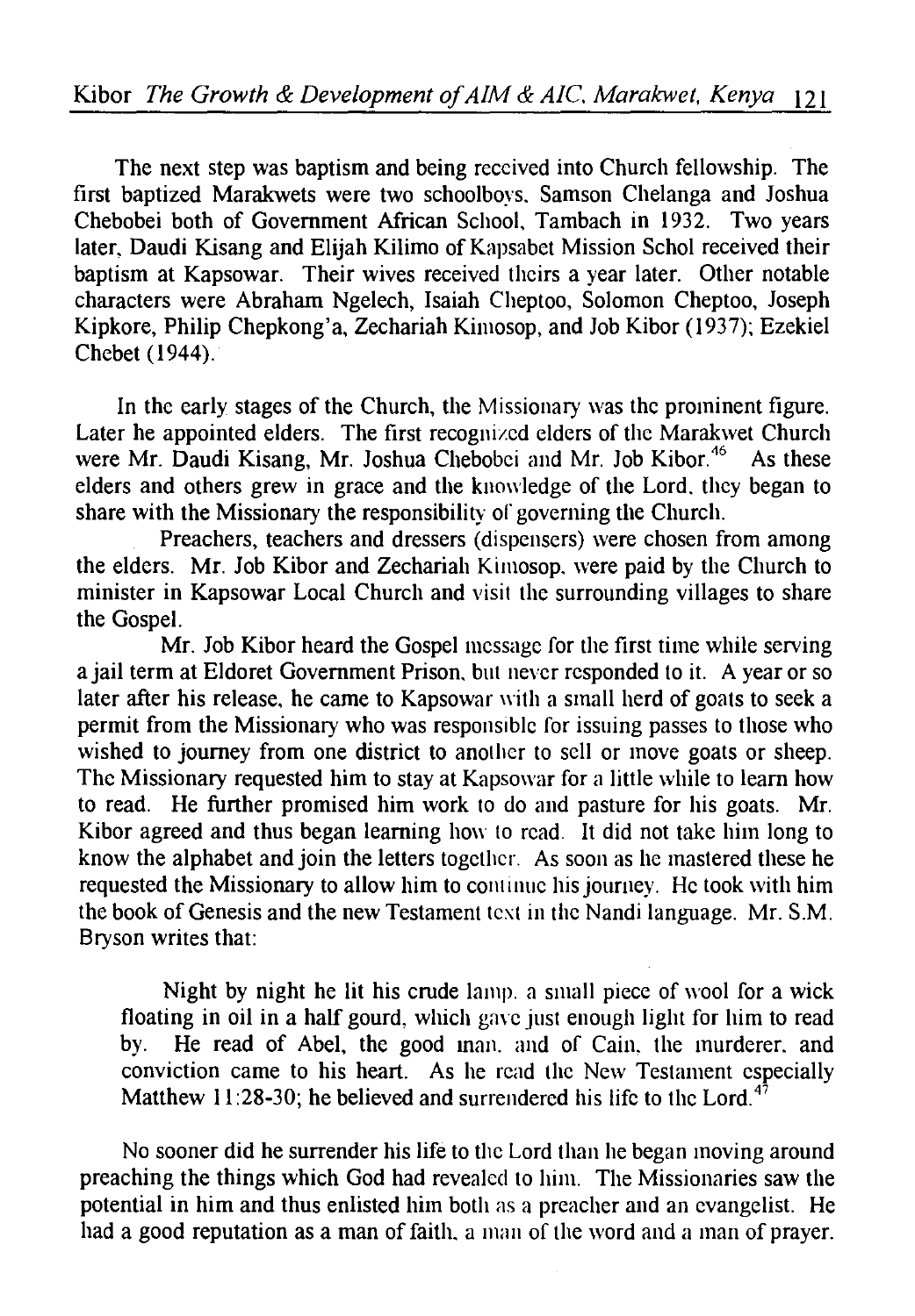The next step was baptism and being received into Church fellowship. The first baptized Marakwets were two schoolboys, Samson Chelanga and Joshua Chebobei both of Government African School, Tambach in 1932. Two years later, Daudi Kisang and Elijah Kilimo of Kapsabet Mission Schol received their baptism at Kapsowar. Their wives received theirs a year later. Other notable characters were Abraham Ngelech, Isaiah Cheptoo, Solomon Cheptoo, Joseph Kipkore, Philip Chepkong'a, Zechariah Kimosop, and Job Kibor (1937); Ezekiel Chebet (1944).

In the early stages of the Church, the Missionary was the prominent figure. Later he appointed elders. The first recognized elders of the Marakwet Church were Mr. Daudi Kisang, Mr. Joshua Chebobei and Mr. Job Kibor.[46] As these elders and others grew in grace and the knowledge of the Lord, they began to share with the Missionary the responsibility of governing the Church.

Preachers, teachers and dressers (dispensers) were chosen from among the elders. Mr. Job Kibor and Zechariah Kimosop, were paid by the Church to minister in Kapsowar Local Church and visit the surrounding villages to share the Gospel.

Mr. Job Kibor heard the Gospel message for the first time while serving a jail term at Eldoret Government Prison, but never responded to it. A year or so later after his release, he came to Kapsowar with a small herd of goats to seek a permit from the Missionary who was responsible for issuing passes to those who wished to journey from one district to another to sell or move goats or sheep. The Missionary requested him to stay at Kapsowar for a little while to learn how to read. He further promised him work to do and pasture for his goats. Mr. Kibor agreed and thus began learning how to read. It did not take him long to know the alphabet and join the letters together. As soon as he mastered these he requested the Missionary to allow him to continue his journey. He took with him the book of Genesis and the new Testament text in the Nandi language. Mr. S.M. Bryson writes that:

> Night by night he lit his crude lamp, a small piece of wool for a wick floating in oil in a half gourd, which gave just enough light for him to read by. He read of Abel, the good man, and of Cain, the murderer, and conviction came to his heart. As he read the New Testament especially Matthew 11:28-30; he believed and surrendered his life to the Lord.[47]

No sooner did he surrender his life to the Lord than he began moving around preaching the things which God had revealed to him. The Missionaries saw the potential in him and thus enlisted him both as a preacher and an evangelist. He had a good reputation as a man of faith, a man of the word and a man of prayer.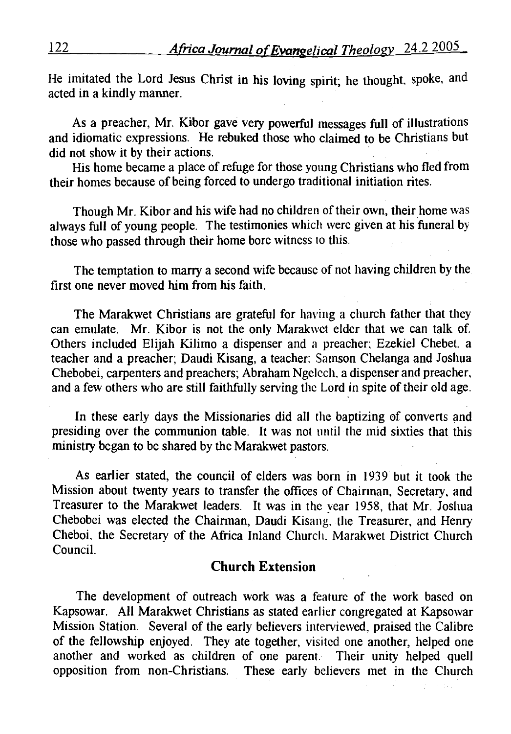He imitated the Lord Jesus Christ in his loving spirit; he thought, spoke, and acted in a kindly manner.

As a preacher, Mr. Kibor gave very powerful messages full of illustrations and idiomatic expressions. He rebuked those who claimed to be Christians but did not show it by their actions.

His home became a place of refuge for those young Christians who fled from their homes because of being forced to undergo traditional initiation rites.

Though Mr. Kibor and his wife had no children of their own, their home was always full of young people. The testimonies which were given at his funeral by those who passed through their home bore witness to this.

The temptation to marry a second wife because of not having children by the first one never moved him from his faith.

The Marakwet Christians are grateful for having a church father that they can emulate. Mr. Kibor is not the only Marakwet elder that we can talk of. Others included Elijah Kilimo a dispenser and a preacher; Ezekiel Chebet, a teacher and a preacher; Daudi Kisang, a teacher; Samson Chelanga and Joshua Chebobei, carpenters and preachers; Abraham Ngelech, a dispenser and preacher, and a few others who are still faithfully serving the Lord in spite of their old age.

In these early days the Missionaries did all the baptizing of converts and presiding over the communion table. It was not until the mid sixties that this ministry began to be shared by the Marakwet pastors.

As earlier stated, the council of elders was born in 1939 but it took the Mission about twenty years to transfer the offices of Chairman, Secretary, and Treasurer to the Marakwet leaders. It was in the year 1958, that Mr. Joshua Chebobei was elected the Chairman, Daudi Kisang, the Treasurer, and Henry Cheboi, the Secretary of the Africa Inland Church, Marakwet District Church Council.

## Church Extension

The development of outreach work was a feature of the work based on Kapsowar. All Marakwet Christians as stated earlier congregated at Kapsowar Mission Station. Several of the early believers interviewed, praised the Calibre of the fellowship enjoyed. They ate together, visited one another, helped one another and worked as children of one parent. Their unity helped quell opposition from non-Christians. These early believers met in the Church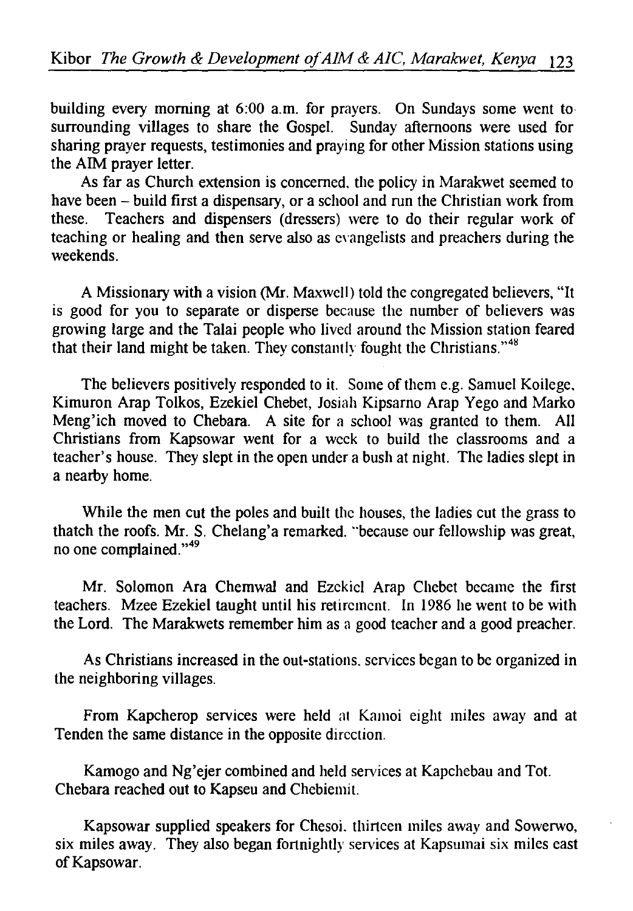building every morning at 6:00 a.m. for prayers. On Sundays some went to surrounding villages to share the Gospel. Sunday afternoons were used for sharing prayer requests, testimonies and praying for other Mission stations using the AIM prayer letter.

As far as Church extension is concerned, the policy in Marakwet seemed to have been – build first a dispensary, or a school and run the Christian work from these. Teachers and dispensers (dressers) were to do their regular work of teaching or healing and then serve also as evangelists and preachers during the weekends.

A Missionary with a vision (Mr. Maxwell) told the congregated believers, "It is good for you to separate or disperse because the number of believers was growing large and the Talai people who lived around the Mission station feared that their land might be taken. They constantly fought the Christians."[48]

The believers positively responded to it. Some of them e.g. Samuel Koilege, Kimuron Arap Tolkos, Ezekiel Chebet, Josiah Kipsarno Arap Yego and Marko Meng'ich moved to Chebara. A site for a school was granted to them. All Christians from Kapsowar went for a week to build the classrooms and a teacher's house. They slept in the open under a bush at night. The ladies slept in a nearby home.

While the men cut the poles and built the houses, the ladies cut the grass to thatch the roofs. Mr. S. Chelang'a remarked. "because our fellowship was great, no one complained."[49]

Mr. Solomon Ara Chemwal and Ezekiel Arap Chebet became the first teachers. Mzee Ezekiel taught until his retirement. In 1986 he went to be with the Lord. The Marakwets remember him as a good teacher and a good preacher.

As Christians increased in the out-stations, services began to be organized in the neighboring villages.

From Kapcherop services were held at Kamoi eight miles away and at Tenden the same distance in the opposite direction.

Kamogo and Ng'ejer combined and held services at Kapchebau and Tot. Chebara reached out to Kapseu and Chebiemit.

Kapsowar supplied speakers for Chesoi, thirteen miles away and Sowerwo, six miles away. They also began fortnightly services at Kapsumai six miles east of Kapsowar.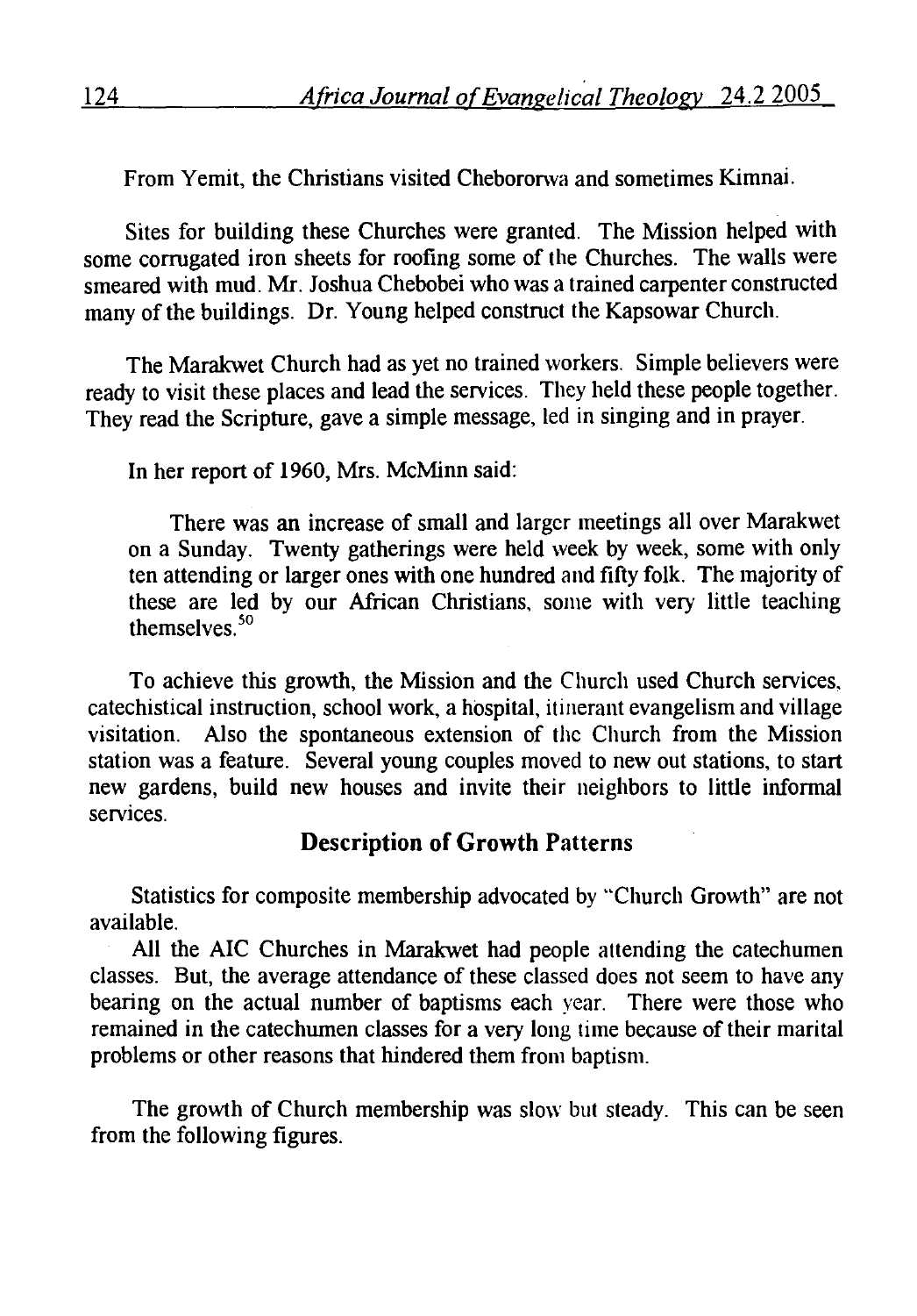From Yemit, the Christians visited Cheberorwa and sometimes Kimnai.

Sites for building these Churches were granted. The Mission helped with some corrugated iron sheets for roofing some of the Churches. The walls were smeared with mud. Mr. Joshua Chebobei who was a trained carpenter constructed many of the buildings. Dr. Young helped construct the Kapsowar Church.

The Marakwet Church had as yet no trained workers. Simple believers were ready to visit these places and lead the services. They held these people together. They read the Scripture, gave a simple message, led in singing and in prayer.

In her report of 1960, Mrs. McMinn said:

> There was an increase of small and larger meetings all over Marakwet on a Sunday. Twenty gatherings were held week by week, some with only ten attending or larger ones with one hundred and fifty folk. The majority of these are led by our African Christians, some with very little teaching themselves.[50]

To achieve this growth, the Mission and the Church used Church services, catechistical instruction, school work, a hospital, itinerant evangelism and village visitation. Also the spontaneous extension of the Church from the Mission station was a feature. Several young couples moved to new out stations, to start new gardens, build new houses and invite their neighbors to little informal services.

## Description of Growth Patterns

Statistics for composite membership advocated by "Church Growth" are not available.

All the AIC Churches in Marakwet had people attending the catechumen classes. But, the average attendance of these classed does not seem to have any bearing on the actual number of baptisms each year. There were those who remained in the catechumen classes for a very long time because of their marital problems or other reasons that hindered them from baptism.

The growth of Church membership was slow but steady. This can be seen from the following figures.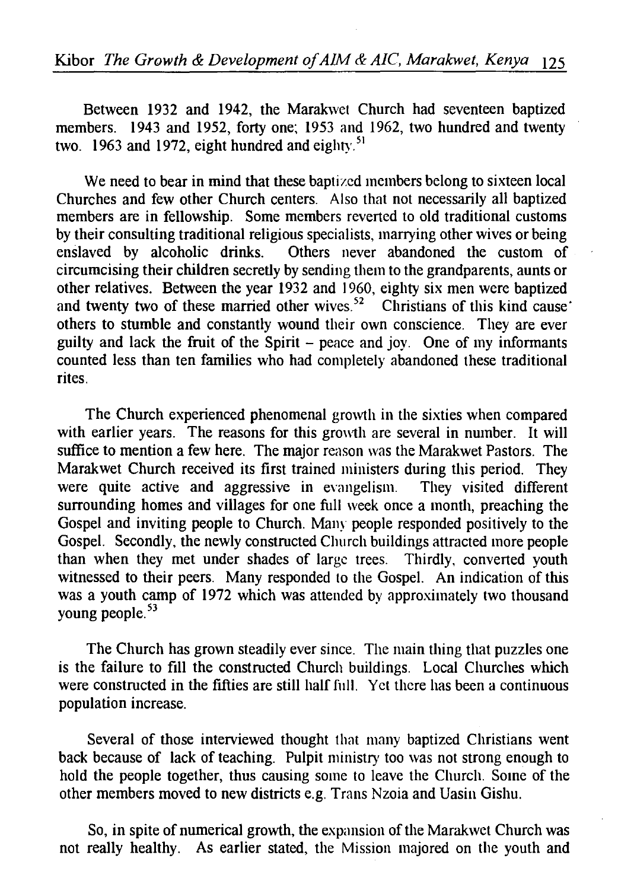Between 1932 and 1942, the Marakwet Church had seventeen baptized members. 1943 and 1952, forty one; 1953 and 1962, two hundred and twenty two. 1963 and 1972, eight hundred and eighty.[51]

We need to bear in mind that these baptized members belong to sixteen local Churches and few other Church centers. Also that not necessarily all baptized members are in fellowship. Some members reverted to old traditional customs by their consulting traditional religious specialists, marrying other wives or being enslaved by alcoholic drinks. Others never abandoned the custom of circumcising their children secretly by sending them to the grandparents, aunts or other relatives. Between the year 1932 and 1960, eighty six men were baptized and twenty two of these married other wives.[52] Christians of this kind cause others to stumble and constantly wound their own conscience. They are ever guilty and lack the fruit of the Spirit – peace and joy. One of my informants counted less than ten families who had completely abandoned these traditional rites.

The Church experienced phenomenal growth in the sixties when compared with earlier years. The reasons for this growth are several in number. It will suffice to mention a few here. The major reason was the Marakwet Pastors. The Marakwet Church received its first trained ministers during this period. They were quite active and aggressive in evangelism. They visited different surrounding homes and villages for one full week once a month, preaching the Gospel and inviting people to Church. Many people responded positively to the Gospel. Secondly, the newly constructed Church buildings attracted more people than when they met under shades of large trees. Thirdly, converted youth witnessed to their peers. Many responded to the Gospel. An indication of this was a youth camp of 1972 which was attended by approximately two thousand young people.[53]

The Church has grown steadily ever since. The main thing that puzzles one is the failure to fill the constructed Church buildings. Local Churches which were constructed in the fifties are still half full. Yet there has been a continuous population increase.

Several of those interviewed thought that many baptized Christians went back because of lack of teaching. Pulpit ministry too was not strong enough to hold the people together, thus causing some to leave the Church. Some of the other members moved to new districts e.g. Trans Nzoia and Uasin Gishu.

So, in spite of numerical growth, the expansion of the Marakwet Church was not really healthy. As earlier stated, the Mission majored on the youth and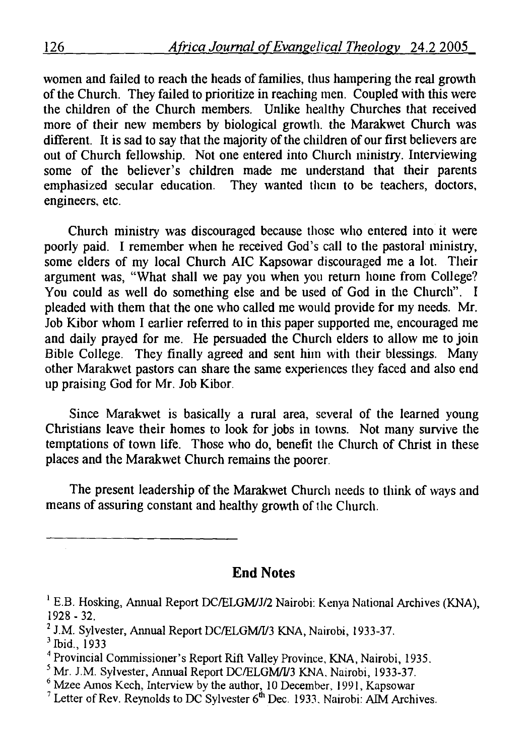women and failed to reach the heads of families, thus hampering the real growth of the Church. They failed to prioritize in reaching men. Coupled with this were the children of the Church members. Unlike healthy Churches that received more of their new members by biological growth. the Marakwet Church was different. It is sad to say that the majority of the children of our first believers are out of Church fellowship. Not one entered into Church ministry. Interviewing some of the believer's children made me understand that their parents emphasized secular education. They wanted them to be teachers, doctors, engineers, etc.

Church ministry was discouraged because those who entered into it were poorly paid. I remember when he received God's call to the pastoral ministry, some elders of my local Church AIC Kapsowar discouraged me a lot. Their argument was, "What shall we pay you when you return home from College? You could as well do something else and be used of God in the Church". I pleaded with them that the one who called me would provide for my needs. Mr. Job Kibor whom I earlier referred to in this paper supported me, encouraged me and daily prayed for me. He persuaded the Church elders to allow me to join Bible College. They finally agreed and sent him with their blessings. Many other Marakwet pastors can share the same experiences they faced and also end up praising God for Mr. Job Kibor.

Since Marakwet is basically a rural area, several of the learned young Christians leave their homes to look for jobs in towns. Not many survive the temptations of town life. Those who do, benefit the Church of Christ in these places and the Marakwet Church remains the poorer.

The present leadership of the Marakwet Church needs to think of ways and means of assuring constant and healthy growth of the Church.

## End Notes

[1] E.B. Hosking, Annual Report DC/ELGM/J/2 Nairobi: Kenya National Archives (KNA), 1928 - 32.

[2] J.M. Sylvester, Annual Report DC/ELGM/I/3 KNA, Nairobi, 1933-37.

[3] Ibid., 1933

[4] Provincial Commissioner's Report Rift Valley Province, KNA, Nairobi, 1935.

[5] Mr. J.M. Sylvester, Annual Report DC/ELGM/I/3 KNA, Nairobi, 1933-37.

[6] Mzee Amos Kech, Interview by the author, 10 December, 1991, Kapsowar

[7] Letter of Rev. Reynolds to DC Sylvester 6th Dec. 1933. Nairobi: AIM Archives.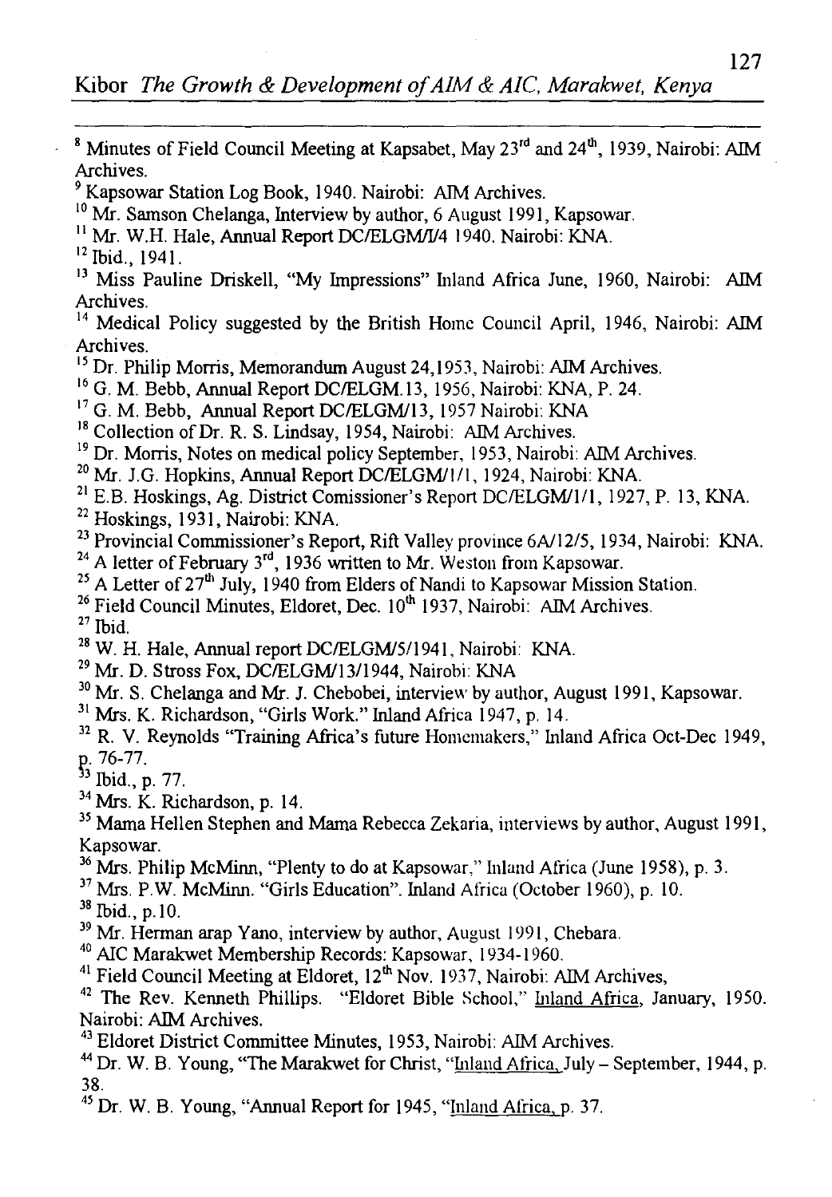[8] Minutes of Field Council Meeting at Kapsabet, May 23rd and 24th, 1939, Nairobi: AIM Archives.

[9] Kapsowar Station Log Book, 1940. Nairobi: AIM Archives.

[10] Mr. Samson Chelanga, Interview by author, 6 August 1991, Kapsowar.

[11] Mr. W.H. Hale, Annual Report DC/ELGM/I/4 1940. Nairobi: KNA.

[12] Ibid., 1941.

[13] Miss Pauline Driskell, "My Impressions" Inland Africa June, 1960, Nairobi: AIM Archives.

[14] Medical Policy suggested by the British Home Council April, 1946, Nairobi: AIM Archives.

[15] Dr. Philip Morris, Memorandum August 24,1953, Nairobi: AIM Archives.

[16] G. M. Bebb, Annual Report DC/ELGM.13, 1956, Nairobi: KNA, P. 24.

[17] G. M. Bebb, Annual Report DC/ELGM/13, 1957 Nairobi: KNA

[18] Collection of Dr. R. S. Lindsay, 1954, Nairobi: AIM Archives.

[19] Dr. Morris, Notes on medical policy September, 1953, Nairobi: AIM Archives.

[20] Mr. J.G. Hopkins, Annual Report DC/ELGM/1/1, 1924, Nairobi: KNA.

[21] E.B. Hoskings, Ag. District Comissioner's Report DC/ELGM/1/1, 1927, P. 13, KNA.

[22] Hoskings, 1931, Nairobi: KNA.

[23] Provincial Commissioner's Report, Rift Valley province 6A/12/5, 1934, Nairobi: KNA.

[24] A letter of February 3rd, 1936 written to Mr. Weston from Kapsowar.

[25] A Letter of 27th July, 1940 from Elders of Nandi to Kapsowar Mission Station.

[26] Field Council Minutes, Eldoret, Dec. 10th 1937, Nairobi: AIM Archives.

[27] Ibid.

[28] W. H. Hale, Annual report DC/ELGM/5/1941, Nairobi: KNA.

[29] Mr. D. Stross Fox, DC/ELGM/13/1944, Nairobi: KNA

[30] Mr. S. Chelanga and Mr. J. Chebobei, interview by author, August 1991, Kapsowar.

[31] Mrs. K. Richardson, "Girls Work." Inland Africa 1947, p. 14.

[32] R. V. Reynolds "Training Africa's future Homemakers," Inland Africa Oct-Dec 1949, p. 76-77.

[33] Ibid., p. 77.

[34] Mrs. K. Richardson, p. 14.

[35] Mama Hellen Stephen and Mama Rebecca Zekaria, interviews by author, August 1991, Kapsowar.

[36] Mrs. Philip McMinn, "Plenty to do at Kapsowar," Inland Africa (June 1958), p. 3.

[37] Mrs. P.W. McMinn. "Girls Education". Inland Africa (October 1960), p. 10.

[38] Ibid., p.10.

[39] Mr. Herman arap Yano, interview by author, August 1991, Chebara.

[40] AIC Marakwet Membership Records: Kapsowar, 1934-1960.

[41] Field Council Meeting at Eldoret, 12th Nov. 1937, Nairobi: AIM Archives,

[42] The Rev. Kenneth Phillips. "Eldoret Bible School," Inland Africa, January, 1950. Nairobi: AIM Archives.

[43] Eldoret District Committee Minutes, 1953, Nairobi: AIM Archives.

[44] Dr. W. B. Young, "The Marakwet for Christ, "Inland Africa, July – September, 1944, p. 38.

[45] Dr. W. B. Young, "Annual Report for 1945, "Inland Africa, p. 37.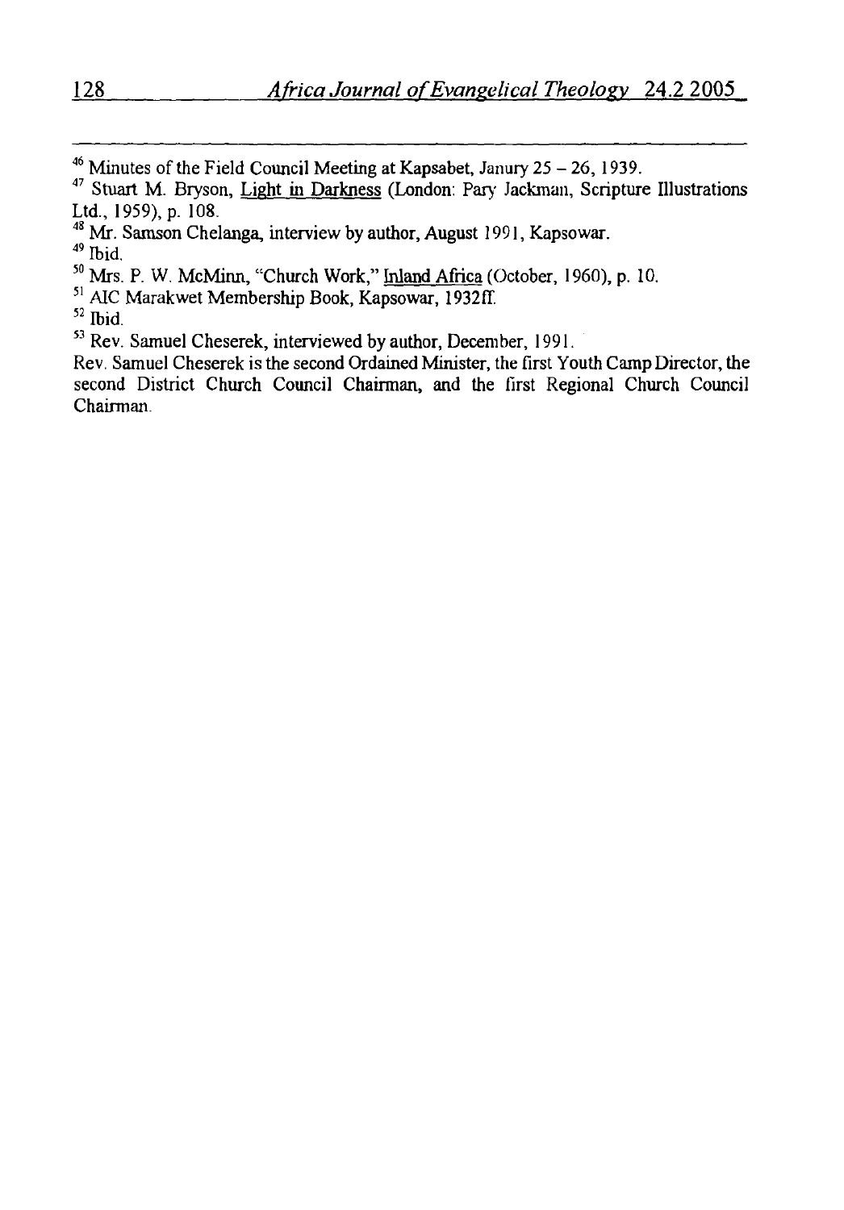[46] Minutes of the Field Council Meeting at Kapsabet, Janury 25 – 26, 1939.

[47] Stuart M. Bryson, Light in Darkness (London: Pary Jackman, Scripture Illustrations Ltd., 1959), p. 108.

[48] Mr. Samson Chelanga, interview by author, August 1991, Kapsowar.

[49] Ibid.

[50] Mrs. P. W. McMinn, "Church Work," Inland Africa (October, 1960), p. 10.

[51] AIC Marakwet Membership Book, Kapsowar, 1932ff.

[52] Ibid.

[53] Rev. Samuel Cheserek, interviewed by author, December, 1991.

Rev. Samuel Cheserek is the second Ordained Minister, the first Youth Camp Director, the second District Church Council Chairman, and the first Regional Church Council Chairman.